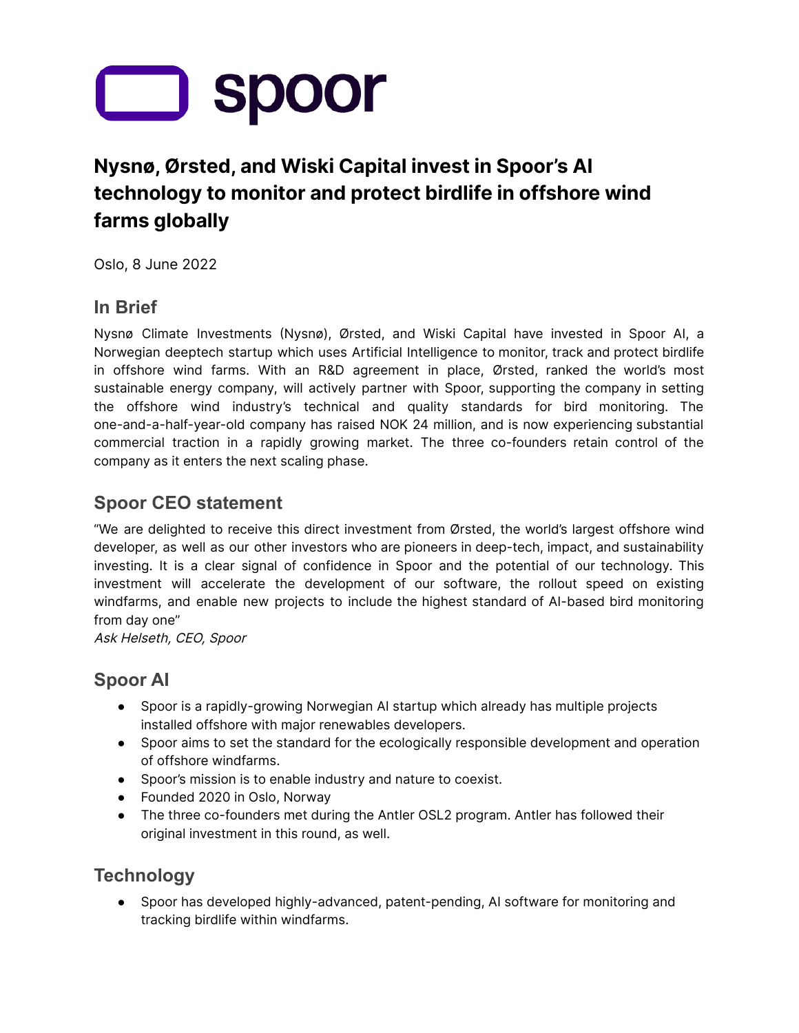# spoor

## Nysnø, Ørsted, and Wiski Capital invest in Spoor's AI technology to monitor and protect birdlife in offshore wind farms globally

Oslo, 8 June 2022

### In Brief

Nysnø Climate Investments (Nysnø), Ørsted, and Wiski Capital have invested in Spoor AI, a Norwegian deeptech startup which uses Artificial Intelligence to monitor, track and protect birdlife in offshore wind farms. With an R&D agreement in place, Ørsted, ranked the world's most sustainable energy company, will actively partner with Spoor, supporting the company in setting the offshore wind industry's technical and quality standards for bird monitoring. The one-and-a-half-year-old company has raised NOK 24 million, and is now experiencing substantial commercial traction in a rapidly growing market. The three co-founders retain control of the company as it enters the next scaling phase.

### Spoor CEO statement

"We are delighted to receive this direct investment from Ørsted, the world's largest offshore wind developer, as well as our other investors who are pioneers in deep-tech, impact, and sustainability investing. It is a clear signal of confidence in Spoor and the potential of our technology. This investment will accelerate the development of our software, the rollout speed on existing windfarms, and enable new projects to include the highest standard of AI-based bird monitoring from day one"
*Ask Helseth, CEO, Spoor*

### Spoor AI

- Spoor is a rapidly-growing Norwegian AI startup which already has multiple projects installed offshore with major renewables developers.
- Spoor aims to set the standard for the ecologically responsible development and operation of offshore windfarms.
- Spoor's mission is to enable industry and nature to coexist.
- Founded 2020 in Oslo, Norway
- The three co-founders met during the Antler OSL2 program. Antler has followed their original investment in this round, as well.

### Technology

- Spoor has developed highly-advanced, patent-pending, AI software for monitoring and tracking birdlife within windfarms.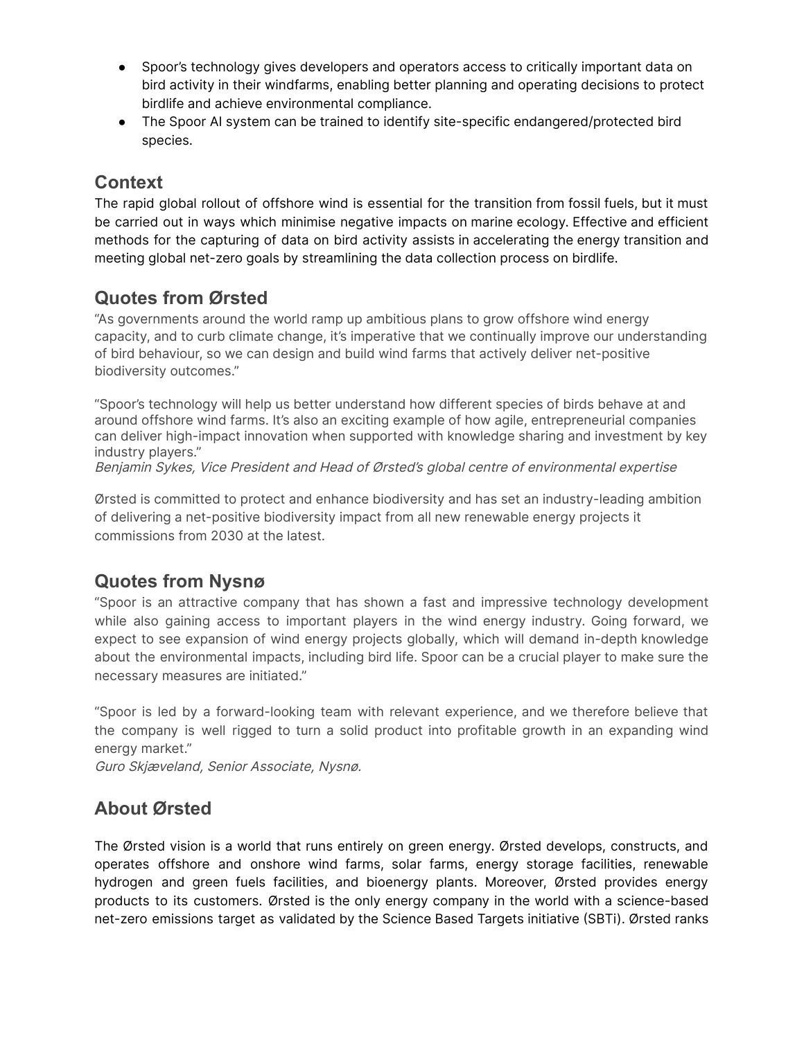- Spoor's technology gives developers and operators access to critically important data on bird activity in their windfarms, enabling better planning and operating decisions to protect birdlife and achieve environmental compliance.
- The Spoor AI system can be trained to identify site-specific endangered/protected bird species.

## Context

The rapid global rollout of offshore wind is essential for the transition from fossil fuels, but it must be carried out in ways which minimise negative impacts on marine ecology. Effective and efficient methods for the capturing of data on bird activity assists in accelerating the energy transition and meeting global net-zero goals by streamlining the data collection process on birdlife.

## Quotes from Ørsted

"As governments around the world ramp up ambitious plans to grow offshore wind energy capacity, and to curb climate change, it's imperative that we continually improve our understanding of bird behaviour, so we can design and build wind farms that actively deliver net-positive biodiversity outcomes."

"Spoor's technology will help us better understand how different species of birds behave at and around offshore wind farms. It's also an exciting example of how agile, entrepreneurial companies can deliver high-impact innovation when supported with knowledge sharing and investment by key industry players."
*Benjamin Sykes, Vice President and Head of Ørsted's global centre of environmental expertise*

Ørsted is committed to protect and enhance biodiversity and has set an industry-leading ambition of delivering a net-positive biodiversity impact from all new renewable energy projects it commissions from 2030 at the latest.

## Quotes from Nysnø

"Spoor is an attractive company that has shown a fast and impressive technology development while also gaining access to important players in the wind energy industry. Going forward, we expect to see expansion of wind energy projects globally, which will demand in-depth knowledge about the environmental impacts, including bird life. Spoor can be a crucial player to make sure the necessary measures are initiated."

"Spoor is led by a forward-looking team with relevant experience, and we therefore believe that the company is well rigged to turn a solid product into profitable growth in an expanding wind energy market."
*Guro Skjæveland, Senior Associate, Nysnø.*

## About Ørsted

The Ørsted vision is a world that runs entirely on green energy. Ørsted develops, constructs, and operates offshore and onshore wind farms, solar farms, energy storage facilities, renewable hydrogen and green fuels facilities, and bioenergy plants. Moreover, Ørsted provides energy products to its customers. Ørsted is the only energy company in the world with a science-based net-zero emissions target as validated by the Science Based Targets initiative (SBTi). Ørsted ranks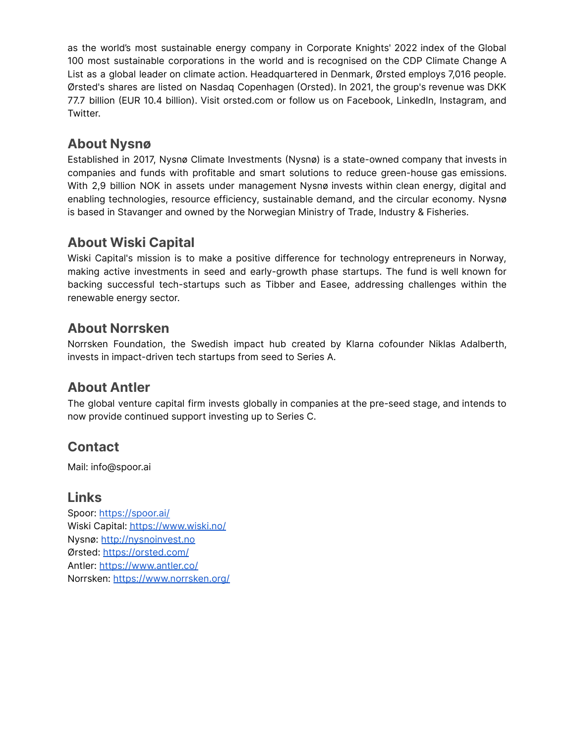as the world's most sustainable energy company in Corporate Knights' 2022 index of the Global 100 most sustainable corporations in the world and is recognised on the CDP Climate Change A List as a global leader on climate action. Headquartered in Denmark, Ørsted employs 7,016 people. Ørsted's shares are listed on Nasdaq Copenhagen (Orsted). In 2021, the group's revenue was DKK 77.7 billion (EUR 10.4 billion). Visit orsted.com or follow us on Facebook, LinkedIn, Instagram, and Twitter.

## About Nysnø

Established in 2017, Nysnø Climate Investments (Nysnø) is a state-owned company that invests in companies and funds with profitable and smart solutions to reduce green-house gas emissions. With 2,9 billion NOK in assets under management Nysnø invests within clean energy, digital and enabling technologies, resource efficiency, sustainable demand, and the circular economy. Nysnø is based in Stavanger and owned by the Norwegian Ministry of Trade, Industry & Fisheries.

## About Wiski Capital

Wiski Capital's mission is to make a positive difference for technology entrepreneurs in Norway, making active investments in seed and early-growth phase startups. The fund is well known for backing successful tech-startups such as Tibber and Easee, addressing challenges within the renewable energy sector.

## About Norrsken

Norrsken Foundation, the Swedish impact hub created by Klarna cofounder Niklas Adalberth, invests in impact-driven tech startups from seed to Series A.

## About Antler

The global venture capital firm invests globally in companies at the pre-seed stage, and intends to now provide continued support investing up to Series C.

## Contact

Mail: info@spoor.ai

## Links

Spoor: [https://spoor.ai/](https://spoor.ai/)
Wiski Capital: [https://www.wiski.no/](https://www.wiski.no/)
Nysnø: [http://nysnoinvest.no](http://nysnoinvest.no)
Ørsted: [https://orsted.com/](https://orsted.com/)
Antler: [https://www.antler.co/](https://www.antler.co/)
Norrsken: [https://www.norrsken.org/](https://www.norrsken.org/)